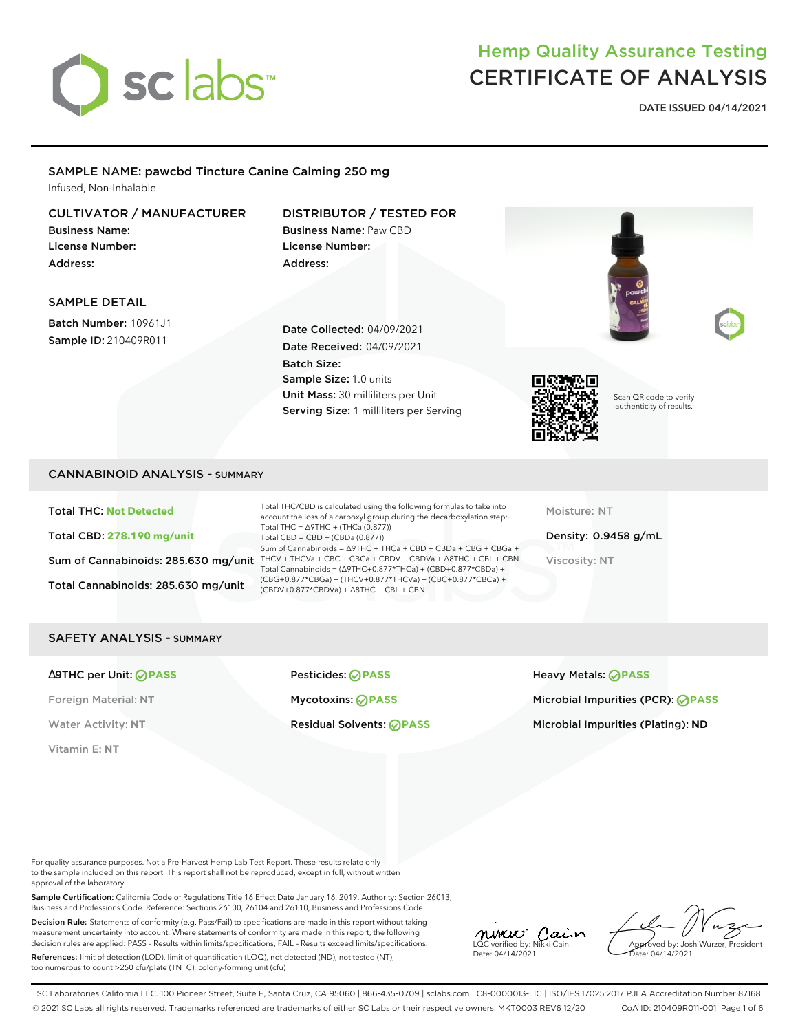# Hemp Quality Assurance Testing
# CERTIFICATE OF ANALYSIS

**DATE ISSUED 04/14/2021**

## SAMPLE NAME: pawcbd Tincture Canine Calming 250 mg

Infused, Non-Inhalable

### CULTIVATOR / MANUFACTURER

**Business Name:**
**License Number:**
**Address:**

### DISTRIBUTOR / TESTED FOR

**Business Name:** Paw CBD
**License Number:**
**Address:**

### SAMPLE DETAIL

**Batch Number:** 10961J1
**Sample ID:** 210409R011

**Date Collected:** 04/09/2021
**Date Received:** 04/09/2021
**Batch Size:**
**Sample Size:** 1.0 units
**Unit Mass:** 30 milliliters per Unit
**Serving Size:** 1 milliliters per Serving

Scan QR code to verify authenticity of results.

## CANNABINOID ANALYSIS - SUMMARY

**Total THC:** Not Detected

**Total CBD:** 278.190 mg/unit

**Sum of Cannabinoids:** 285.630 mg/unit

**Total Cannabinoids:** 285.630 mg/unit

Total THC/CBD is calculated using the following formulas to take into account the loss of a carboxyl group during the decarboxylation step:
Total THC = Δ9THC + (THCa (0.877))
Total CBD = CBD + (CBDa (0.877))
Sum of Cannabinoids = Δ9THC + THCa + CBD + CBDa + CBG + CBGa + THCV + THCVa + CBC + CBCa + CBDV + CBDVa + Δ8THC + CBL + CBN
Total Cannabinoids = (Δ9THC+0.877*THCa) + (CBD+0.877*CBDa) + (CBG+0.877*CBGa) + (THCV+0.877*THCVa) + (CBC+0.877*CBCa) + (CBDV+0.877*CBDVa) + Δ8THC + CBL + CBN

Moisture: NT

**Density:** 0.9458 g/mL

Viscosity: NT

## SAFETY ANALYSIS - SUMMARY

**Δ9THC per Unit:** PASS
Foreign Material: NT
Water Activity: NT
Vitamin E: NT

**Pesticides:** PASS
**Mycotoxins:** PASS
**Residual Solvents:** PASS

**Heavy Metals:** PASS
**Microbial Impurities (PCR):** PASS
**Microbial Impurities (Plating):** ND

For quality assurance purposes. Not a Pre-Harvest Hemp Lab Test Report. These results relate only to the sample included on this report. This report shall not be reproduced, except in full, without written approval of the laboratory.

**Sample Certification:** California Code of Regulations Title 16 Effect Date January 16, 2019. Authority: Section 26013, Business and Professions Code. Reference: Sections 26100, 26104 and 26110, Business and Professions Code.

**Decision Rule:** Statements of conformity (e.g. Pass/Fail) to specifications are made in this report without taking measurement uncertainty into account. Where statements of conformity are made in this report, the following decision rules are applied: PASS – Results within limits/specifications, FAIL – Results exceed limits/specifications.

**References:** limit of detection (LOD), limit of quantification (LOQ), not detected (ND), not tested (NT), too numerous to count >250 cfu/plate (TNTC), colony-forming unit (cfu)

LQC verified by: Nikki Cain
Date: 04/14/2021

Approved by: Josh Wurzer, President
Date: 04/14/2021

SC Laboratories California LLC. 100 Pioneer Street, Suite E, Santa Cruz, CA 95060 | 866-435-0709 | sclabs.com | C8-0000013-LIC | ISO/IES 17025:2017 PJLA Accreditation Number 87168
© 2021 SC Labs all rights reserved. Trademarks referenced are trademarks of either SC Labs or their respective owners. MKT0003 REV6 12/20 CoA ID: 210409R011-001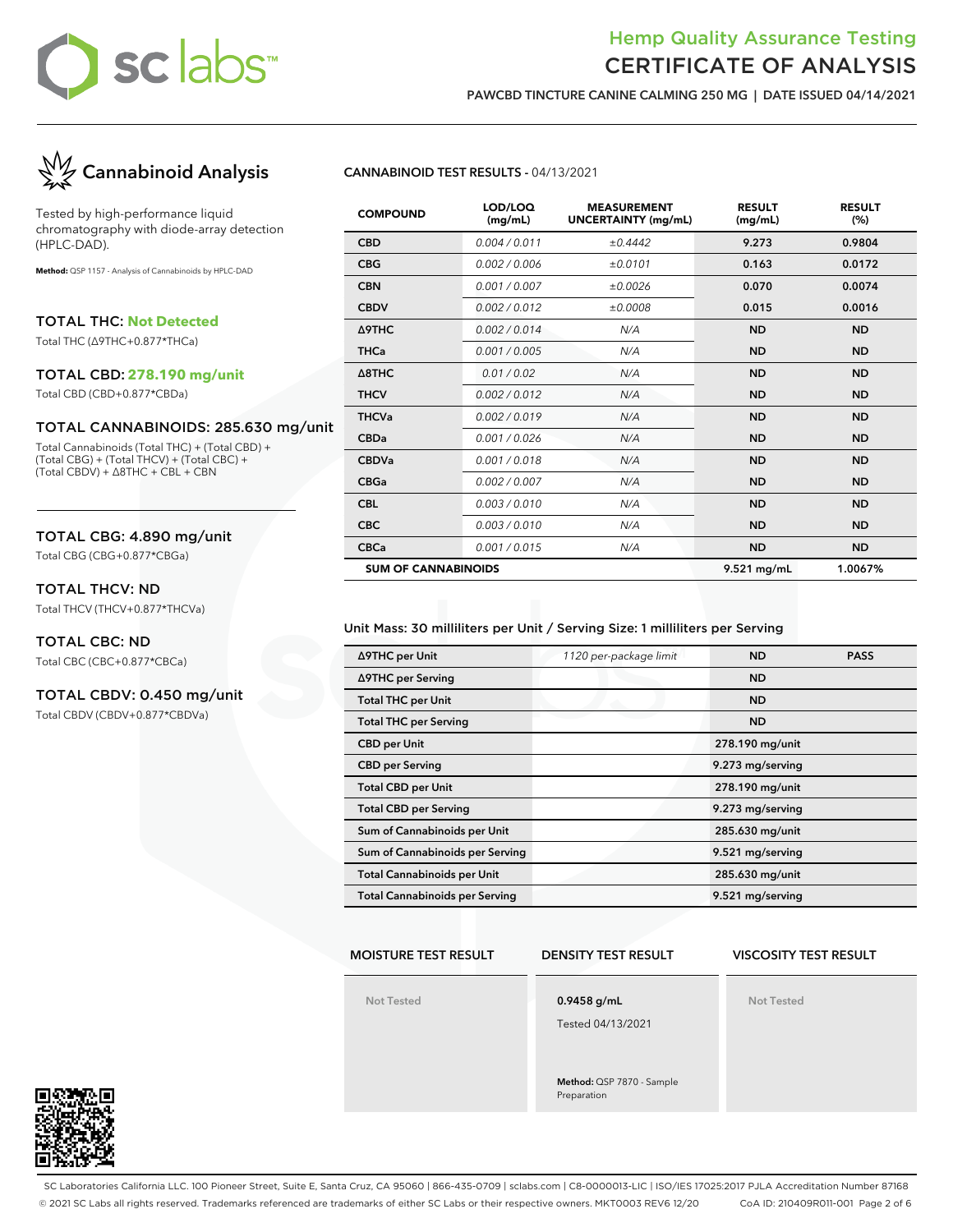# Hemp Quality Assurance Testing
# CERTIFICATE OF ANALYSIS

**PAWCBD TINCTURE CANINE CALMING 250 MG | DATE ISSUED 04/14/2021**

## Cannabinoid Analysis

Tested by high-performance liquid chromatography with diode-array detection (HPLC-DAD).

**Method:** QSP 1157 - Analysis of Cannabinoids by HPLC-DAD

### TOTAL THC: Not Detected

Total THC (Δ9THC+0.877*THCa)

### TOTAL CBD: 278.190 mg/unit

Total CBD (CBD+0.877*CBDa)

### TOTAL CANNABINOIDS: 285.630 mg/unit

Total Cannabinoids (Total THC) + (Total CBD) + (Total CBG) + (Total THCV) + (Total CBC) + (Total CBDV) + Δ8THC + CBL + CBN

### TOTAL CBG: 4.890 mg/unit

Total CBG (CBG+0.877*CBGa)

### TOTAL THCV: ND

Total THCV (THCV+0.877*THCVa)

### TOTAL CBC: ND

Total CBC (CBC+0.877*CBCa)

### TOTAL CBDV: 0.450 mg/unit

Total CBDV (CBDV+0.877*CBDVa)

**CANNABINOID TEST RESULTS** - 04/13/2021

| COMPOUND | LOD/LOQ (mg/mL) | MEASUREMENT UNCERTAINTY (mg/mL) | RESULT (mg/mL) | RESULT (%) |
|---|---|---|---|---|
| CBD | 0.004 / 0.011 | ±0.4442 | 9.273 | 0.9804 |
| CBG | 0.002 / 0.006 | ±0.0101 | 0.163 | 0.0172 |
| CBN | 0.001 / 0.007 | ±0.0026 | 0.070 | 0.0074 |
| CBDV | 0.002 / 0.012 | ±0.0008 | 0.015 | 0.0016 |
| Δ9THC | 0.002 / 0.014 | N/A | ND | ND |
| THCa | 0.001 / 0.005 | N/A | ND | ND |
| Δ8THC | 0.01 / 0.02 | N/A | ND | ND |
| THCV | 0.002 / 0.012 | N/A | ND | ND |
| THCVa | 0.002 / 0.019 | N/A | ND | ND |
| CBDa | 0.001 / 0.026 | N/A | ND | ND |
| CBDVa | 0.001 / 0.018 | N/A | ND | ND |
| CBGa | 0.002 / 0.007 | N/A | ND | ND |
| CBL | 0.003 / 0.010 | N/A | ND | ND |
| CBC | 0.003 / 0.010 | N/A | ND | ND |
| CBCa | 0.001 / 0.015 | N/A | ND | ND |
| SUM OF CANNABINOIDS | | | 9.521 mg/mL | 1.0067% |

Unit Mass: 30 milliliters per Unit / Serving Size: 1 milliliters per Serving

| | | | |
|---|---|---|---|
| Δ9THC per Unit | 1120 per-package limit | ND | PASS |
| Δ9THC per Serving | | ND | |
| Total THC per Unit | | ND | |
| Total THC per Serving | | ND | |
| CBD per Unit | | 278.190 mg/unit | |
| CBD per Serving | | 9.273 mg/serving | |
| Total CBD per Unit | | 278.190 mg/unit | |
| Total CBD per Serving | | 9.273 mg/serving | |
| Sum of Cannabinoids per Unit | | 285.630 mg/unit | |
| Sum of Cannabinoids per Serving | | 9.521 mg/serving | |
| Total Cannabinoids per Unit | | 285.630 mg/unit | |
| Total Cannabinoids per Serving | | 9.521 mg/serving | |

| MOISTURE TEST RESULT | DENSITY TEST RESULT | VISCOSITY TEST RESULT |
|---|---|---|
| Not Tested | 0.9458 g/mL<br>Tested 04/13/2021<br>**Method:** QSP 7870 - Sample Preparation | Not Tested |

SC Laboratories California LLC. 100 Pioneer Street, Suite E, Santa Cruz, CA 95060 | 866-435-0709 | sclabs.com | C8-0000013-LIC | ISO/IES 17025:2017 PJLA Accreditation Number 87168
© 2021 SC Labs all rights reserved. Trademarks referenced are trademarks of either SC Labs or their respective owners. MKT0003 REV6 12/20 CoA ID: 210409R011-001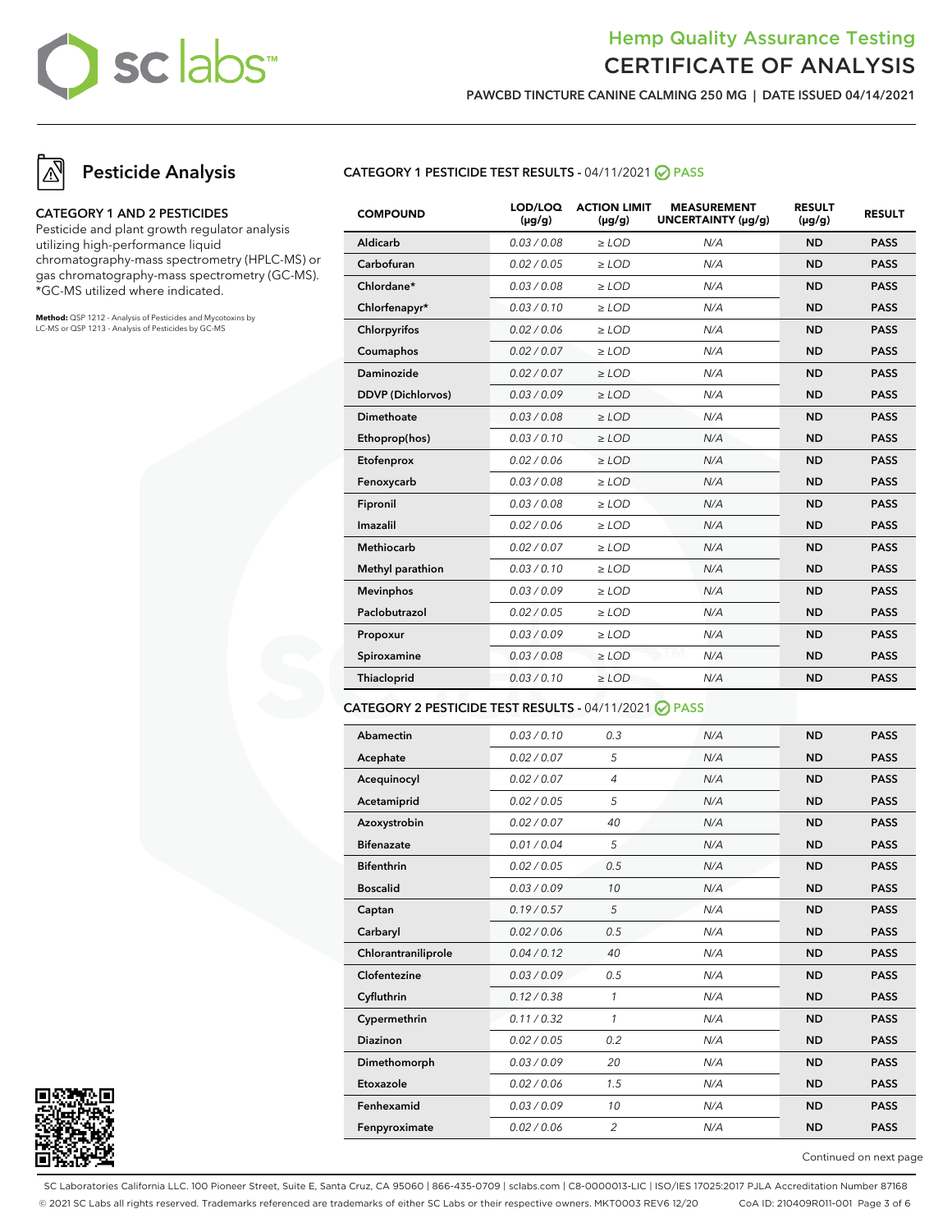# Pesticide Analysis

### CATEGORY 1 AND 2 PESTICIDES

Pesticide and plant growth regulator analysis utilizing high-performance liquid chromatography-mass spectrometry (HPLC-MS) or gas chromatography-mass spectrometry (GC-MS). *GC-MS utilized where indicated.

**Method:** QSP 1212 - Analysis of Pesticides and Mycotoxins by LC-MS or QSP 1213 - Analysis of Pesticides by GC-MS

## CATEGORY 1 PESTICIDE TEST RESULTS - 04/11/2021 PASS

| COMPOUND | LOD/LOQ (µg/g) | ACTION LIMIT (µg/g) | MEASUREMENT UNCERTAINTY (µg/g) | RESULT (µg/g) | RESULT |
|---|---|---|---|---|---|
| Aldicarb | 0.03 / 0.08 | ≥ LOD | N/A | ND | PASS |
| Carbofuran | 0.02 / 0.05 | ≥ LOD | N/A | ND | PASS |
| Chlordane* | 0.03 / 0.08 | ≥ LOD | N/A | ND | PASS |
| Chlorfenapyr* | 0.03 / 0.10 | ≥ LOD | N/A | ND | PASS |
| Chlorpyrifos | 0.02 / 0.06 | ≥ LOD | N/A | ND | PASS |
| Coumaphos | 0.02 / 0.07 | ≥ LOD | N/A | ND | PASS |
| Daminozide | 0.02 / 0.07 | ≥ LOD | N/A | ND | PASS |
| DDVP (Dichlorvos) | 0.03 / 0.09 | ≥ LOD | N/A | ND | PASS |
| Dimethoate | 0.03 / 0.08 | ≥ LOD | N/A | ND | PASS |
| Ethoprop(hos) | 0.03 / 0.10 | ≥ LOD | N/A | ND | PASS |
| Etofenprox | 0.02 / 0.06 | ≥ LOD | N/A | ND | PASS |
| Fenoxycarb | 0.03 / 0.08 | ≥ LOD | N/A | ND | PASS |
| Fipronil | 0.03 / 0.08 | ≥ LOD | N/A | ND | PASS |
| Imazalil | 0.02 / 0.06 | ≥ LOD | N/A | ND | PASS |
| Methiocarb | 0.02 / 0.07 | ≥ LOD | N/A | ND | PASS |
| Methyl parathion | 0.03 / 0.10 | ≥ LOD | N/A | ND | PASS |
| Mevinphos | 0.03 / 0.09 | ≥ LOD | N/A | ND | PASS |
| Paclobutrazol | 0.02 / 0.05 | ≥ LOD | N/A | ND | PASS |
| Propoxur | 0.03 / 0.09 | ≥ LOD | N/A | ND | PASS |
| Spiroxamine | 0.03 / 0.08 | ≥ LOD | N/A | ND | PASS |
| Thiacloprid | 0.03 / 0.10 | ≥ LOD | N/A | ND | PASS |

## CATEGORY 2 PESTICIDE TEST RESULTS - 04/11/2021 PASS

| COMPOUND | LOD/LOQ (µg/g) | ACTION LIMIT (µg/g) | MEASUREMENT UNCERTAINTY (µg/g) | RESULT (µg/g) | RESULT |
|---|---|---|---|---|---|
| Abamectin | 0.03 / 0.10 | 0.3 | N/A | ND | PASS |
| Acephate | 0.02 / 0.07 | 5 | N/A | ND | PASS |
| Acequinocyl | 0.02 / 0.07 | 4 | N/A | ND | PASS |
| Acetamiprid | 0.02 / 0.05 | 5 | N/A | ND | PASS |
| Azoxystrobin | 0.02 / 0.07 | 40 | N/A | ND | PASS |
| Bifenazate | 0.01 / 0.04 | 5 | N/A | ND | PASS |
| Bifenthrin | 0.02 / 0.05 | 0.5 | N/A | ND | PASS |
| Boscalid | 0.03 / 0.09 | 10 | N/A | ND | PASS |
| Captan | 0.19 / 0.57 | 5 | N/A | ND | PASS |
| Carbaryl | 0.02 / 0.06 | 0.5 | N/A | ND | PASS |
| Chlorantraniliprole | 0.04 / 0.12 | 40 | N/A | ND | PASS |
| Clofentezine | 0.03 / 0.09 | 0.5 | N/A | ND | PASS |
| Cyfluthrin | 0.12 / 0.38 | 1 | N/A | ND | PASS |
| Cypermethrin | 0.11 / 0.32 | 1 | N/A | ND | PASS |
| Diazinon | 0.02 / 0.05 | 0.2 | N/A | ND | PASS |
| Dimethomorph | 0.03 / 0.09 | 20 | N/A | ND | PASS |
| Etoxazole | 0.02 / 0.06 | 1.5 | N/A | ND | PASS |
| Fenhexamid | 0.03 / 0.09 | 10 | N/A | ND | PASS |
| Fenpyroximate | 0.02 / 0.06 | 2 | N/A | ND | PASS |

Continued on next page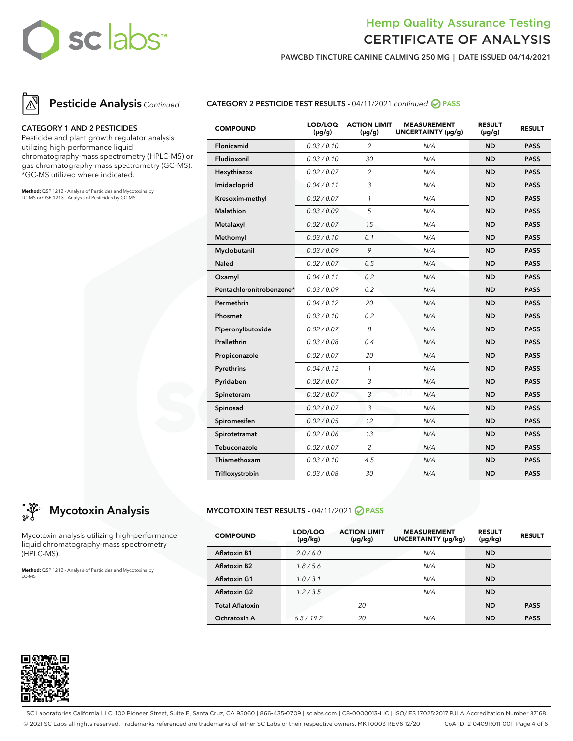# Hemp Quality Assurance Testing
# CERTIFICATE OF ANALYSIS

**PAWCBD TINCTURE CANINE CALMING 250 MG | DATE ISSUED 04/14/2021**

## Pesticide Analysis *Continued*

### CATEGORY 1 AND 2 PESTICIDES

Pesticide and plant growth regulator analysis utilizing high-performance liquid chromatography-mass spectrometry (HPLC-MS) or gas chromatography-mass spectrometry (GC-MS). *GC-MS utilized where indicated.

**Method:** QSP 1212 - Analysis of Pesticides and Mycotoxins by LC-MS or QSP 1213 - Analysis of Pesticides by GC-MS

### CATEGORY 2 PESTICIDE TEST RESULTS - 04/11/2021 *continued* PASS

| COMPOUND | LOD/LOQ (µg/g) | ACTION LIMIT (µg/g) | MEASUREMENT UNCERTAINTY (µg/g) | RESULT (µg/g) | RESULT |
|---|---|---|---|---|---|
| Flonicamid | 0.03 / 0.10 | 2 | N/A | ND | PASS |
| Fludioxonil | 0.03 / 0.10 | 30 | N/A | ND | PASS |
| Hexythiazox | 0.02 / 0.07 | 2 | N/A | ND | PASS |
| Imidacloprid | 0.04 / 0.11 | 3 | N/A | ND | PASS |
| Kresoxim-methyl | 0.02 / 0.07 | 1 | N/A | ND | PASS |
| Malathion | 0.03 / 0.09 | 5 | N/A | ND | PASS |
| Metalaxyl | 0.02 / 0.07 | 15 | N/A | ND | PASS |
| Methomyl | 0.03 / 0.10 | 0.1 | N/A | ND | PASS |
| Myclobutanil | 0.03 / 0.09 | 9 | N/A | ND | PASS |
| Naled | 0.02 / 0.07 | 0.5 | N/A | ND | PASS |
| Oxamyl | 0.04 / 0.11 | 0.2 | N/A | ND | PASS |
| Pentachloronitrobenzene* | 0.03 / 0.09 | 0.2 | N/A | ND | PASS |
| Permethrin | 0.04 / 0.12 | 20 | N/A | ND | PASS |
| Phosmet | 0.03 / 0.10 | 0.2 | N/A | ND | PASS |
| Piperonylbutoxide | 0.02 / 0.07 | 8 | N/A | ND | PASS |
| Prallethrin | 0.03 / 0.08 | 0.4 | N/A | ND | PASS |
| Propiconazole | 0.02 / 0.07 | 20 | N/A | ND | PASS |
| Pyrethrins | 0.04 / 0.12 | 1 | N/A | ND | PASS |
| Pyridaben | 0.02 / 0.07 | 3 | N/A | ND | PASS |
| Spinetoram | 0.02 / 0.07 | 3 | N/A | ND | PASS |
| Spinosad | 0.02 / 0.07 | 3 | N/A | ND | PASS |
| Spiromesifen | 0.02 / 0.05 | 12 | N/A | ND | PASS |
| Spirotetramat | 0.02 / 0.06 | 13 | N/A | ND | PASS |
| Tebuconazole | 0.02 / 0.07 | 2 | N/A | ND | PASS |
| Thiamethoxam | 0.03 / 0.10 | 4.5 | N/A | ND | PASS |
| Trifloxystrobin | 0.03 / 0.08 | 30 | N/A | ND | PASS |

## Mycotoxin Analysis

Mycotoxin analysis utilizing high-performance liquid chromatography-mass spectrometry (HPLC-MS).

**Method:** QSP 1212 - Analysis of Pesticides and Mycotoxins by LC-MS

### MYCOTOXIN TEST RESULTS - 04/11/2021 PASS

| COMPOUND | LOD/LOQ (µg/kg) | ACTION LIMIT (µg/kg) | MEASUREMENT UNCERTAINTY (µg/kg) | RESULT (µg/kg) | RESULT |
|---|---|---|---|---|---|
| Aflatoxin B1 | 2.0 / 6.0 | | N/A | ND | |
| Aflatoxin B2 | 1.8 / 5.6 | | N/A | ND | |
| Aflatoxin G1 | 1.0 / 3.1 | | N/A | ND | |
| Aflatoxin G2 | 1.2 / 3.5 | | N/A | ND | |
| Total Aflatoxin | | 20 | | ND | PASS |
| Ochratoxin A | 6.3 / 19.2 | 20 | N/A | ND | PASS |

SC Laboratories California LLC. 100 Pioneer Street, Suite E, Santa Cruz, CA 95060 | 866-435-0709 | sclabs.com | C8-0000013-LIC | ISO/IES 17025:2017 PJLA Accreditation Number 87168
© 2021 SC Labs all rights reserved. Trademarks referenced are trademarks of either SC Labs or their respective owners. MKT0003 REV6 12/20 CoA ID: 210409R011-001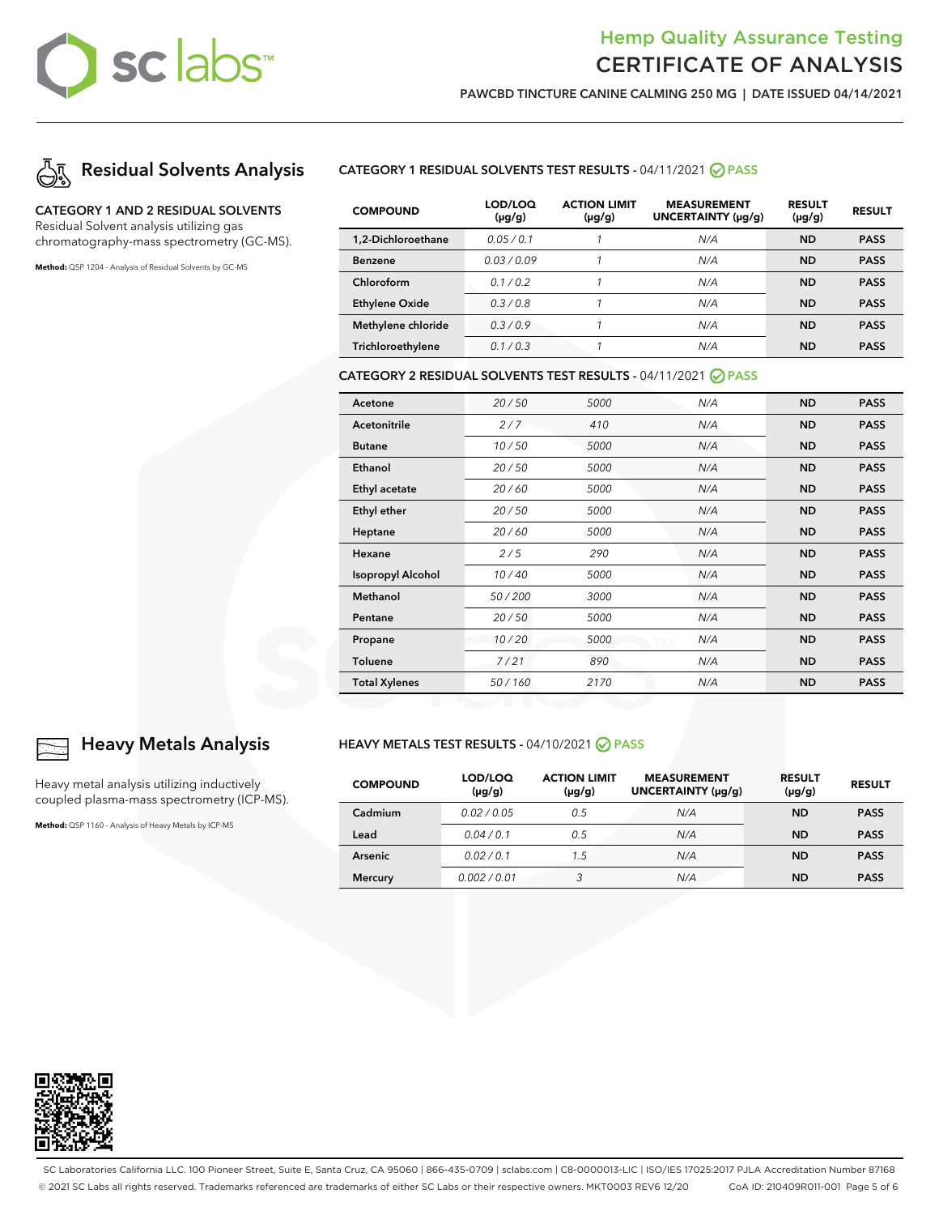# Hemp Quality Assurance Testing
# CERTIFICATE OF ANALYSIS

**PAWCBD TINCTURE CANINE CALMING 250 MG | DATE ISSUED 04/14/2021**

## Residual Solvents Analysis

**CATEGORY 1 AND 2 RESIDUAL SOLVENTS**
Residual Solvent analysis utilizing gas chromatography-mass spectrometry (GC-MS).

**Method:** QSP 1204 - Analysis of Residual Solvents by GC-MS

### CATEGORY 1 RESIDUAL SOLVENTS TEST RESULTS - 04/11/2021 PASS

| COMPOUND | LOD/LOQ (μg/g) | ACTION LIMIT (μg/g) | MEASUREMENT UNCERTAINTY (μg/g) | RESULT (μg/g) | RESULT |
|---|---|---|---|---|---|
| 1,2-Dichloroethane | 0.05 / 0.1 | 1 | N/A | ND | PASS |
| Benzene | 0.03 / 0.09 | 1 | N/A | ND | PASS |
| Chloroform | 0.1 / 0.2 | 1 | N/A | ND | PASS |
| Ethylene Oxide | 0.3 / 0.8 | 1 | N/A | ND | PASS |
| Methylene chloride | 0.3 / 0.9 | 1 | N/A | ND | PASS |
| Trichloroethylene | 0.1 / 0.3 | 1 | N/A | ND | PASS |

### CATEGORY 2 RESIDUAL SOLVENTS TEST RESULTS - 04/11/2021 PASS

| COMPOUND | LOD/LOQ (μg/g) | ACTION LIMIT (μg/g) | MEASUREMENT UNCERTAINTY (μg/g) | RESULT (μg/g) | RESULT |
|---|---|---|---|---|---|
| Acetone | 20 / 50 | 5000 | N/A | ND | PASS |
| Acetonitrile | 2 / 7 | 410 | N/A | ND | PASS |
| Butane | 10 / 50 | 5000 | N/A | ND | PASS |
| Ethanol | 20 / 50 | 5000 | N/A | ND | PASS |
| Ethyl acetate | 20 / 60 | 5000 | N/A | ND | PASS |
| Ethyl ether | 20 / 50 | 5000 | N/A | ND | PASS |
| Heptane | 20 / 60 | 5000 | N/A | ND | PASS |
| Hexane | 2 / 5 | 290 | N/A | ND | PASS |
| Isopropyl Alcohol | 10 / 40 | 5000 | N/A | ND | PASS |
| Methanol | 50 / 200 | 3000 | N/A | ND | PASS |
| Pentane | 20 / 50 | 5000 | N/A | ND | PASS |
| Propane | 10 / 20 | 5000 | N/A | ND | PASS |
| Toluene | 7 / 21 | 890 | N/A | ND | PASS |
| Total Xylenes | 50 / 160 | 2170 | N/A | ND | PASS |

## Heavy Metals Analysis

Heavy metal analysis utilizing inductively coupled plasma-mass spectrometry (ICP-MS).

**Method:** QSP 1160 - Analysis of Heavy Metals by ICP-MS

### HEAVY METALS TEST RESULTS - 04/10/2021 PASS

| COMPOUND | LOD/LOQ (μg/g) | ACTION LIMIT (μg/g) | MEASUREMENT UNCERTAINTY (μg/g) | RESULT (μg/g) | RESULT |
|---|---|---|---|---|---|
| Cadmium | 0.02 / 0.05 | 0.5 | N/A | ND | PASS |
| Lead | 0.04 / 0.1 | 0.5 | N/A | ND | PASS |
| Arsenic | 0.02 / 0.1 | 1.5 | N/A | ND | PASS |
| Mercury | 0.002 / 0.01 | 3 | N/A | ND | PASS |

SC Laboratories California LLC. 100 Pioneer Street, Suite E, Santa Cruz, CA 95060 | 866-435-0709 | sclabs.com | C8-0000013-LIC | ISO/IES 17025:2017 PJLA Accreditation Number 87168
© 2021 SC Labs all rights reserved. Trademarks referenced are trademarks of either SC Labs or their respective owners. MKT0003 REV6 12/20 CoA ID: 210409R011-001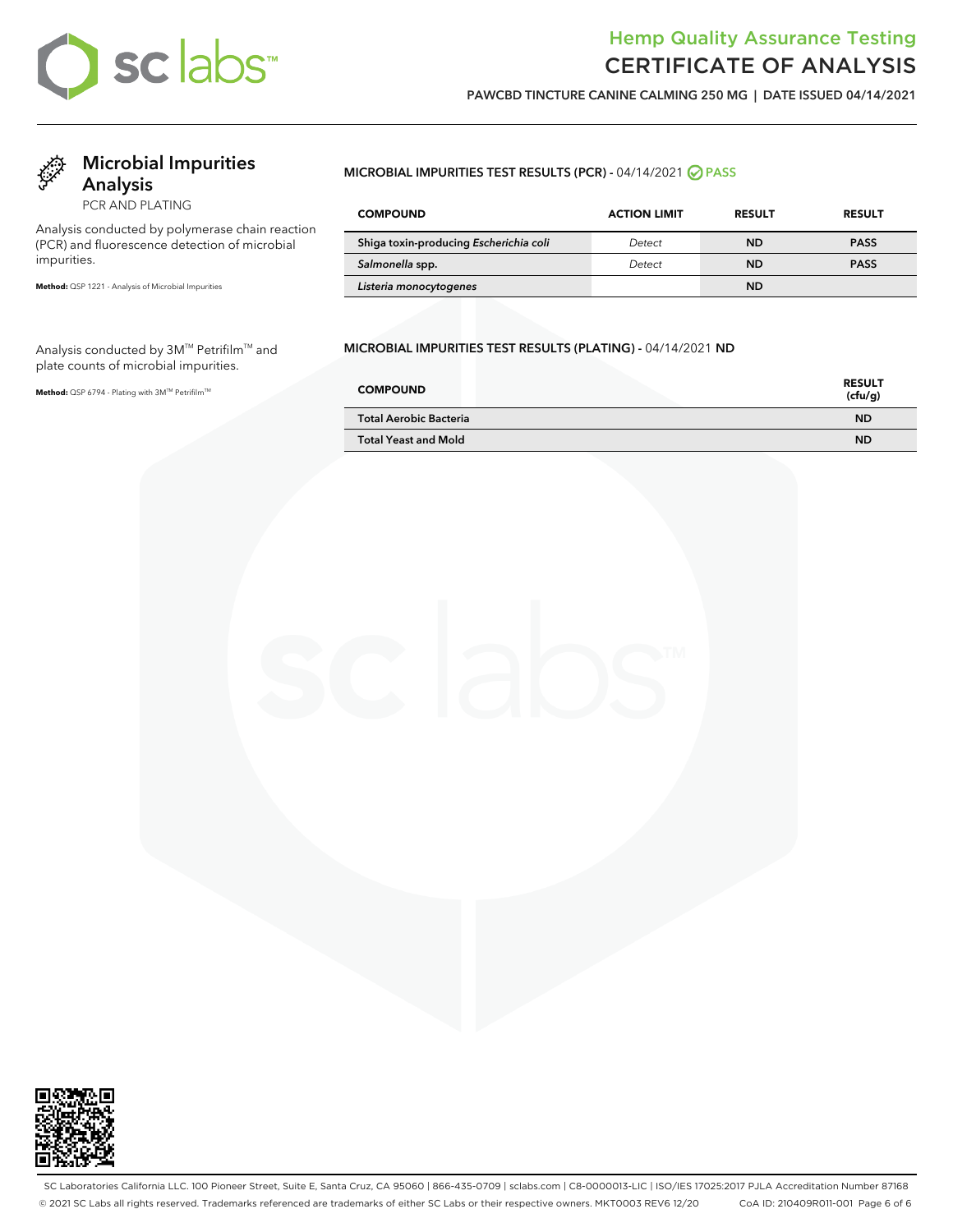Hemp Quality Assurance Testing
# CERTIFICATE OF ANALYSIS

**PAWCBD TINCTURE CANINE CALMING 250 MG | DATE ISSUED 04/14/2021**

## Microbial Impurities Analysis

PCR AND PLATING

Analysis conducted by polymerase chain reaction (PCR) and fluorescence detection of microbial impurities.

**Method:** QSP 1221 - Analysis of Microbial Impurities

**MICROBIAL IMPURITIES TEST RESULTS (PCR)** - 04/14/2021 **PASS**

| COMPOUND | ACTION LIMIT | RESULT | RESULT |
|---|---|---|---|
| Shiga toxin-producing *Escherichia coli* | *Detect* | **ND** | **PASS** |
| *Salmonella* spp. | *Detect* | **ND** | **PASS** |
| *Listeria monocytogenes* | | **ND** | |

Analysis conducted by 3M™ Petrifilm™ and plate counts of microbial impurities.

**Method:** QSP 6794 - Plating with 3M™ Petrifilm™

**MICROBIAL IMPURITIES TEST RESULTS (PLATING)** - 04/14/2021 **ND**

| COMPOUND | RESULT (cfu/g) |
|---|---|
| Total Aerobic Bacteria | **ND** |
| Total Yeast and Mold | **ND** |

SC Laboratories California LLC. 100 Pioneer Street, Suite E, Santa Cruz, CA 95060 | 866-435-0709 | sclabs.com | C8-0000013-LIC | ISO/IES 17025:2017 PJLA Accreditation Number 87168
© 2021 SC Labs all rights reserved. Trademarks referenced are trademarks of either SC Labs or their respective owners. MKT0003 REV6 12/20 CoA ID: 210409R011-001